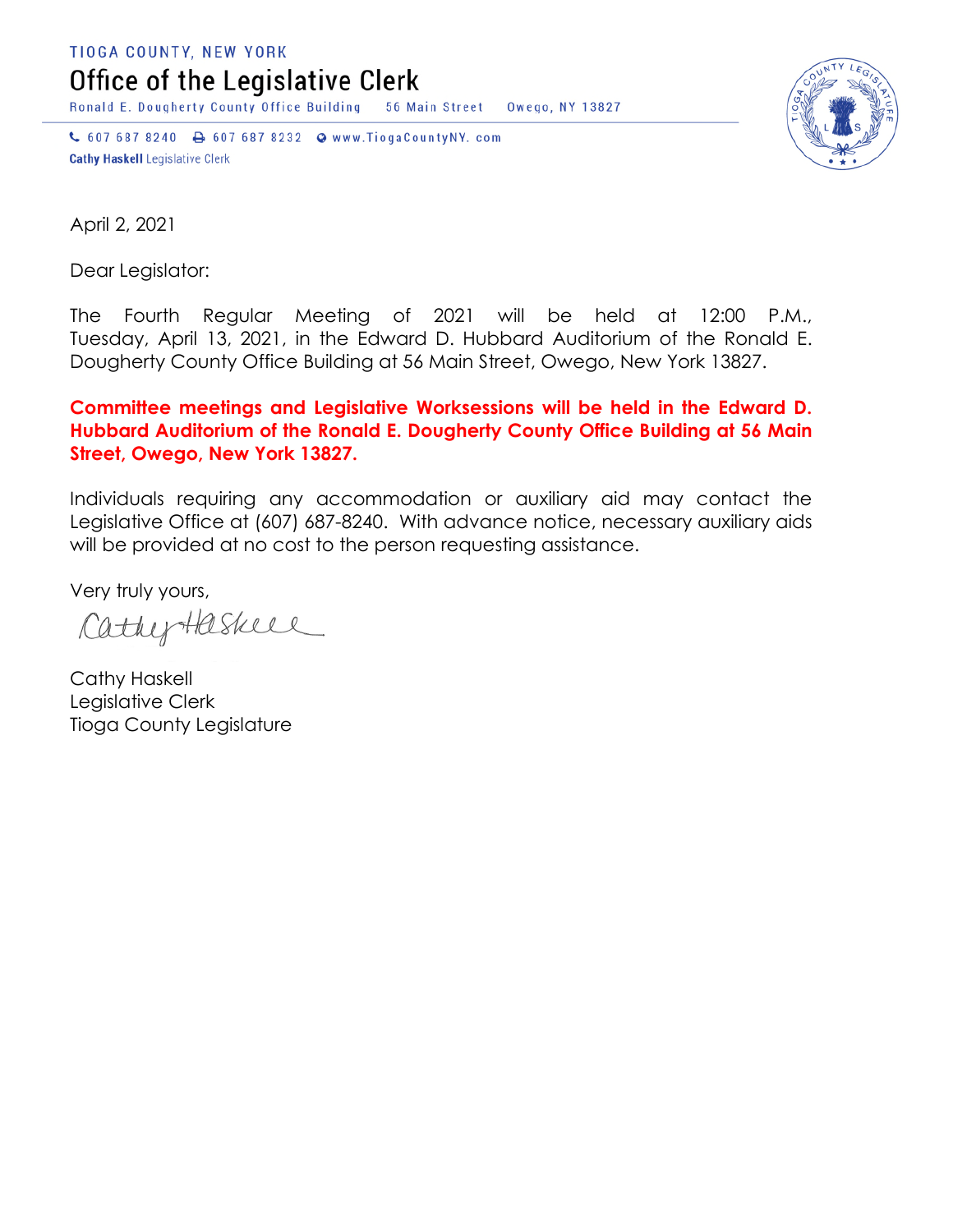TIOGA COUNTY, NEW YORK

# Office of the Legislative Clerk

Ronald E. Dougherty County Office Building 56 Main Street Owego, NY 13827

607 687 8240 607 687 8232 www.TiogaCountyNY. com

**Cathy Haskell** Legislative Clerk

April 2, 2021

Dear Legislator:

The Fourth Regular Meeting of 2021 will be held at 12:00 P.M., Tuesday, April 13, 2021, in the Edward D. Hubbard Auditorium of the Ronald E. Dougherty County Office Building at 56 Main Street, Owego, New York 13827.

**Committee meetings and Legislative Worksessions will be held in the Edward D. Hubbard Auditorium of the Ronald E. Dougherty County Office Building at 56 Main Street, Owego, New York 13827.**

Individuals requiring any accommodation or auxiliary aid may contact the Legislative Office at (607) 687-8240. With advance notice, necessary auxiliary aids will be provided at no cost to the person requesting assistance.

Very truly yours,

Cathy Haskell

Cathy Haskell
Legislative Clerk
Tioga County Legislature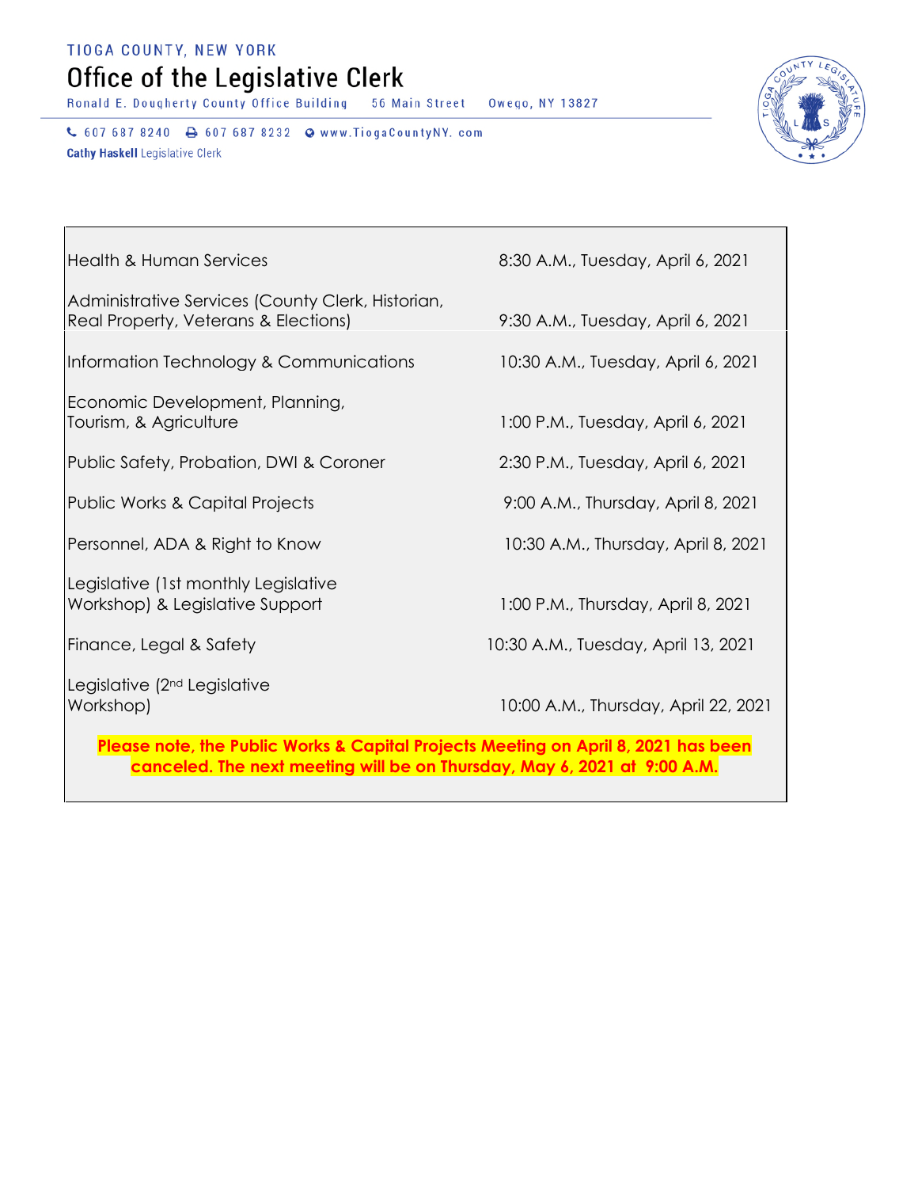TIOGA COUNTY, NEW YORK

# Office of the Legislative Clerk

Ronald E. Dougherty County Office Building 56 Main Street Owego, NY 13827

607 687 8240 607 687 8232 www.TiogaCountyNY. com

**Cathy Haskell** Legislative Clerk

| | |
|---|---|
| Health & Human Services | 8:30 A.M., Tuesday, April 6, 2021 |
| Administrative Services (County Clerk, Historian, Real Property, Veterans & Elections) | 9:30 A.M., Tuesday, April 6, 2021 |
| Information Technology & Communications | 10:30 A.M., Tuesday, April 6, 2021 |
| Economic Development, Planning, Tourism, & Agriculture | 1:00 P.M., Tuesday, April 6, 2021 |
| Public Safety, Probation, DWI & Coroner | 2:30 P.M., Tuesday, April 6, 2021 |
| Public Works & Capital Projects | 9:00 A.M., Thursday, April 8, 2021 |
| Personnel, ADA & Right to Know | 10:30 A.M., Thursday, April 8, 2021 |
| Legislative (1st monthly Legislative Workshop) & Legislative Support | 1:00 P.M., Thursday, April 8, 2021 |
| Finance, Legal & Safety | 10:30 A.M., Tuesday, April 13, 2021 |
| Legislative (2nd Legislative Workshop) | 10:00 A.M., Thursday, April 22, 2021 |

**Please note, the Public Works & Capital Projects Meeting on April 8, 2021 has been canceled. The next meeting will be on Thursday, May 6, 2021 at 9:00 A.M.**